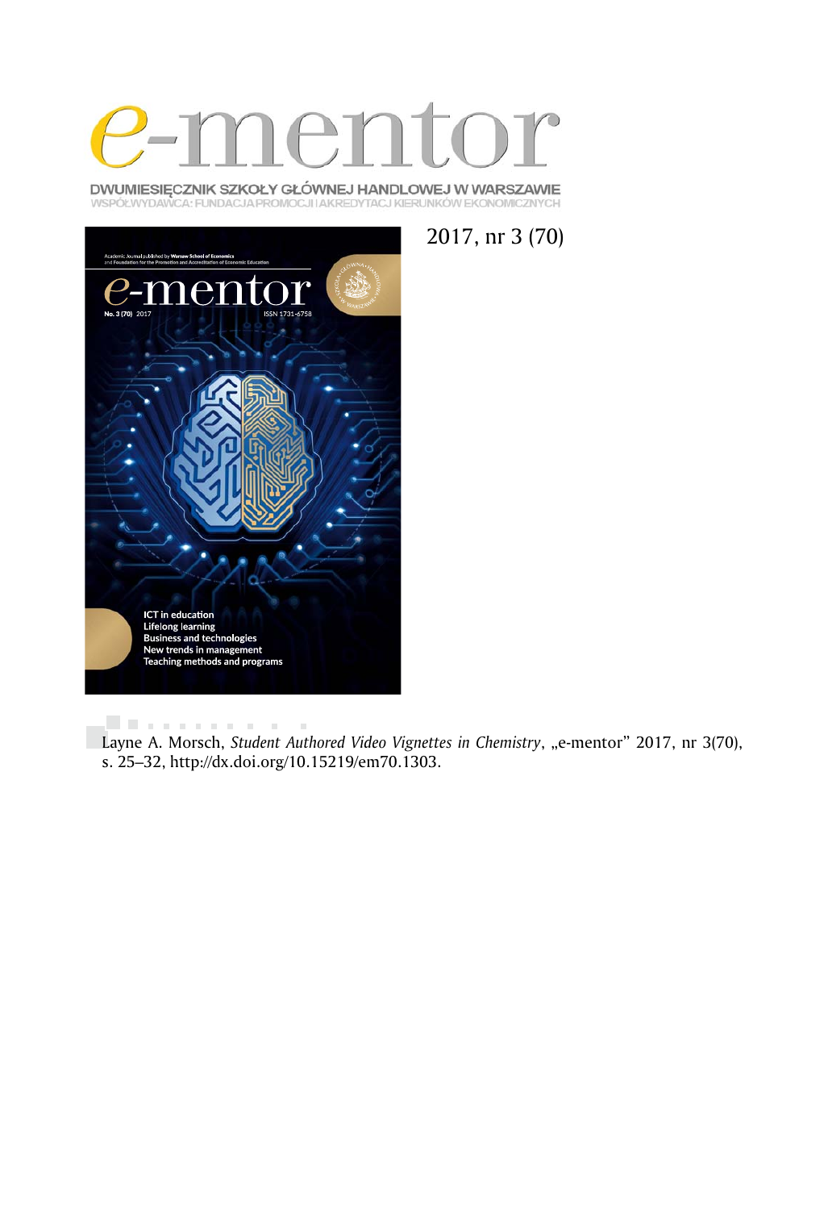# e-mentor

DWUMIESIĘCZNIK SZKOŁY GŁÓWNEJ HANDLOWEJ W WARSZAWIE
WSPÓŁWYDAWCA: FUNDACJA PROMOCJI I AKREDYTACJ KIERUNKÓW EKONOMICZNYCH

2017, nr 3 (70)

Layne A. Morsch, *Student Authored Video Vignettes in Chemistry*, „e-mentor" 2017, nr 3(70), s. 25–32, http://dx.doi.org/10.15219/em70.1303.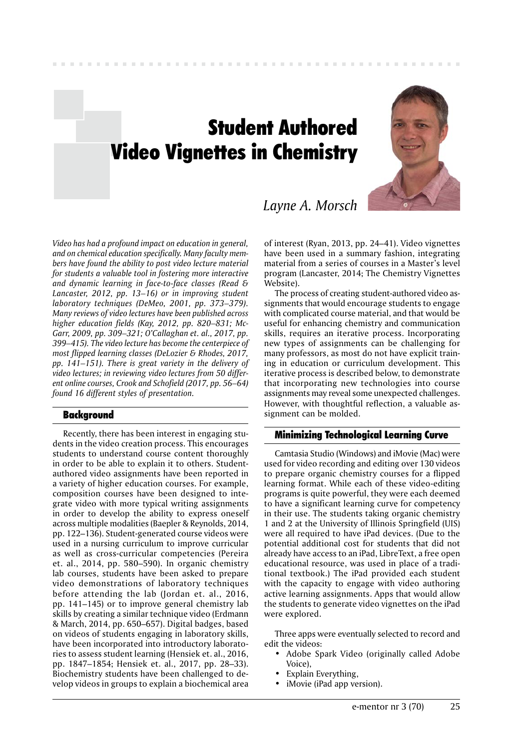# Student Authored Video Vignettes in Chemistry

*Layne A. Morsch*

*Video has had a profound impact on education in general, and on chemical education specifically. Many faculty members have found the ability to post video lecture material for students a valuable tool in fostering more interactive and dynamic learning in face-to-face classes (Read & Lancaster, 2012, pp. 13–16) or in improving student laboratory techniques (DeMeo, 2001, pp. 373–379). Many reviews of video lectures have been published across higher education fields (Kay, 2012, pp. 820–831; McGarr, 2009, pp. 309–321; O'Callaghan et. al., 2017, pp. 399–415). The video lecture has become the centerpiece of most flipped learning classes (DeLozier & Rhodes, 2017, pp. 141–151). There is great variety in the delivery of video lectures; in reviewing video lectures from 50 different online courses, Crook and Schofield (2017, pp. 56–64) found 16 different styles of presentation.*

## Background

Recently, there has been interest in engaging students in the video creation process. This encourages students to understand course content thoroughly in order to be able to explain it to others. Student-authored video assignments have been reported in a variety of higher education courses. For example, composition courses have been designed to integrate video with more typical writing assignments in order to develop the ability to express oneself across multiple modalities (Baepler & Reynolds, 2014, pp. 122–136). Student-generated course videos were used in a nursing curriculum to improve curricular as well as cross-curricular competencies (Pereira et. al., 2014, pp. 580–590). In organic chemistry lab courses, students have been asked to prepare video demonstrations of laboratory techniques before attending the lab (Jordan et. al., 2016, pp. 141–145) or to improve general chemistry lab skills by creating a similar technique video (Erdmann & March, 2014, pp. 650–657). Digital badges, based on videos of students engaging in laboratory skills, have been incorporated into introductory laboratories to assess student learning (Hensiek et. al., 2016, pp. 1847–1854; Hensiek et. al., 2017, pp. 28–33). Biochemistry students have been challenged to develop videos in groups to explain a biochemical area of interest (Ryan, 2013, pp. 24–41). Video vignettes have been used in a summary fashion, integrating material from a series of courses in a Master's level program (Lancaster, 2014; The Chemistry Vignettes Website).

The process of creating student-authored video assignments that would encourage students to engage with complicated course material, and that would be useful for enhancing chemistry and communication skills, requires an iterative process. Incorporating new types of assignments can be challenging for many professors, as most do not have explicit training in education or curriculum development. This iterative process is described below, to demonstrate that incorporating new technologies into course assignments may reveal some unexpected challenges. However, with thoughtful reflection, a valuable assignment can be molded.

## Minimizing Technological Learning Curve

Camtasia Studio (Windows) and iMovie (Mac) were used for video recording and editing over 130 videos to prepare organic chemistry courses for a flipped learning format. While each of these video-editing programs is quite powerful, they were each deemed to have a significant learning curve for competency in their use. The students taking organic chemistry 1 and 2 at the University of Illinois Springfield (UIS) were all required to have iPad devices. (Due to the potential additional cost for students that did not already have access to an iPad, LibreText, a free open educational resource, was used in place of a traditional textbook.) The iPad provided each student with the capacity to engage with video authoring active learning assignments. Apps that would allow the students to generate video vignettes on the iPad were explored.

Three apps were eventually selected to record and edit the videos:

- Adobe Spark Video (originally called Adobe Voice),
- Explain Everything,
- iMovie (iPad app version).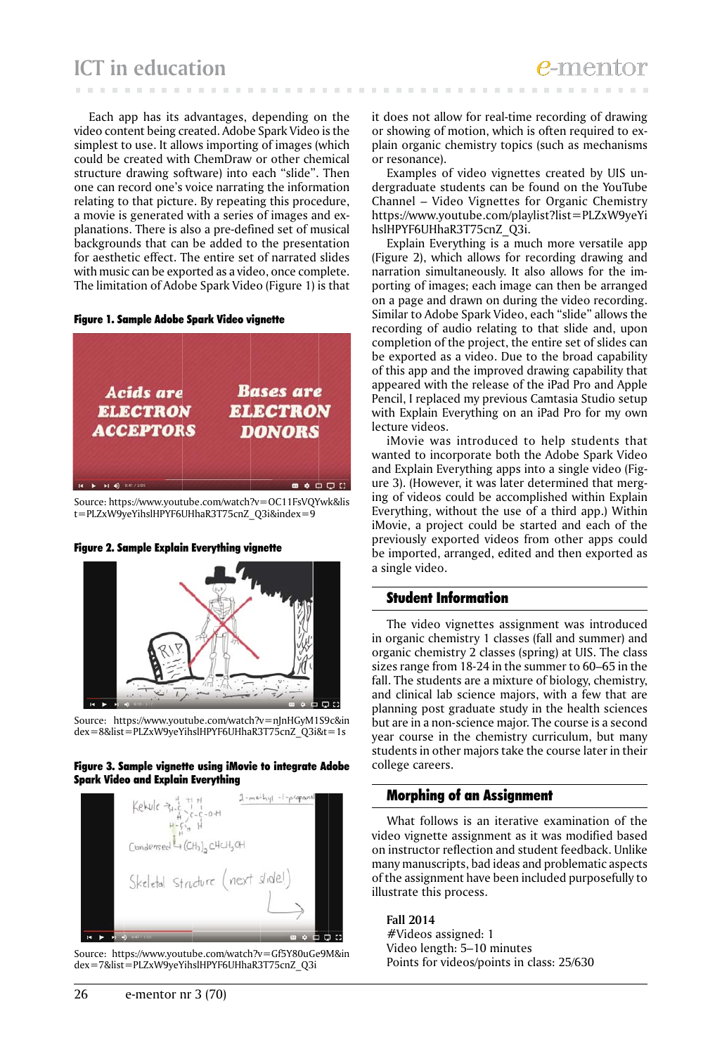Each app has its advantages, depending on the video content being created. Adobe Spark Video is the simplest to use. It allows importing of images (which could be created with ChemDraw or other chemical structure drawing software) into each "slide". Then one can record one's voice narrating the information relating to that picture. By repeating this procedure, a movie is generated with a series of images and explanations. There is also a pre-defined set of musical backgrounds that can be added to the presentation for aesthetic effect. The entire set of narrated slides with music can be exported as a video, once complete. The limitation of Adobe Spark Video (Figure 1) is that it does not allow for real-time recording of drawing or showing of motion, which is often required to explain organic chemistry topics (such as mechanisms or resonance).

**Figure 1. Sample Adobe Spark Video vignette**

Source: https://www.youtube.com/watch?v=OC11FsVQYwk&list=PLZxW9yeYihslHPYF6UHhaR3T75cnZ_Q3i&index=9

**Figure 2. Sample Explain Everything vignette**

Source: https://www.youtube.com/watch?v=nJnHGyM1S9c&index=8&list=PLZxW9yeYihslHPYF6UHhaR3T75cnZ_Q3i&t=1s

**Figure 3. Sample vignette using iMovie to integrate Adobe Spark Video and Explain Everything**

Source: https://www.youtube.com/watch?v=Gf5Y80uGe9M&index=7&list=PLZxW9yeYihslHPYF6UHhaR3T75cnZ_Q3i

Examples of video vignettes created by UIS undergraduate students can be found on the YouTube Channel – Video Vignettes for Organic Chemistry https://www.youtube.com/playlist?list=PLZxW9yeYihslHPYF6UHhaR3T75cnZ_Q3i.

Explain Everything is a much more versatile app (Figure 2), which allows for recording drawing and narration simultaneously. It also allows for the importing of images; each image can then be arranged on a page and drawn on during the video recording. Similar to Adobe Spark Video, each "slide" allows the recording of audio relating to that slide and, upon completion of the project, the entire set of slides can be exported as a video. Due to the broad capability of this app and the improved drawing capability that appeared with the release of the iPad Pro and Apple Pencil, I replaced my previous Camtasia Studio setup with Explain Everything on an iPad Pro for my own lecture videos.

iMovie was introduced to help students that wanted to incorporate both the Adobe Spark Video and Explain Everything apps into a single video (Figure 3). (However, it was later determined that merging of videos could be accomplished within Explain Everything, without the use of a third app.) Within iMovie, a project could be started and each of the previously exported videos from other apps could be imported, arranged, edited and then exported as a single video.

## Student Information

The video vignettes assignment was introduced in organic chemistry 1 classes (fall and summer) and organic chemistry 2 classes (spring) at UIS. The class sizes range from 18-24 in the summer to 60–65 in the fall. The students are a mixture of biology, chemistry, and clinical lab science majors, with a few that are planning post graduate study in the health sciences but are in a non-science major. The course is a second year course in the chemistry curriculum, but many students in other majors take the course later in their college careers.

## Morphing of an Assignment

What follows is an iterative examination of the video vignette assignment as it was modified based on instructor reflection and student feedback. Unlike many manuscripts, bad ideas and problematic aspects of the assignment have been included purposefully to illustrate this process.

**Fall 2014**
#Videos assigned: 1
Video length: 5–10 minutes
Points for videos/points in class: 25/630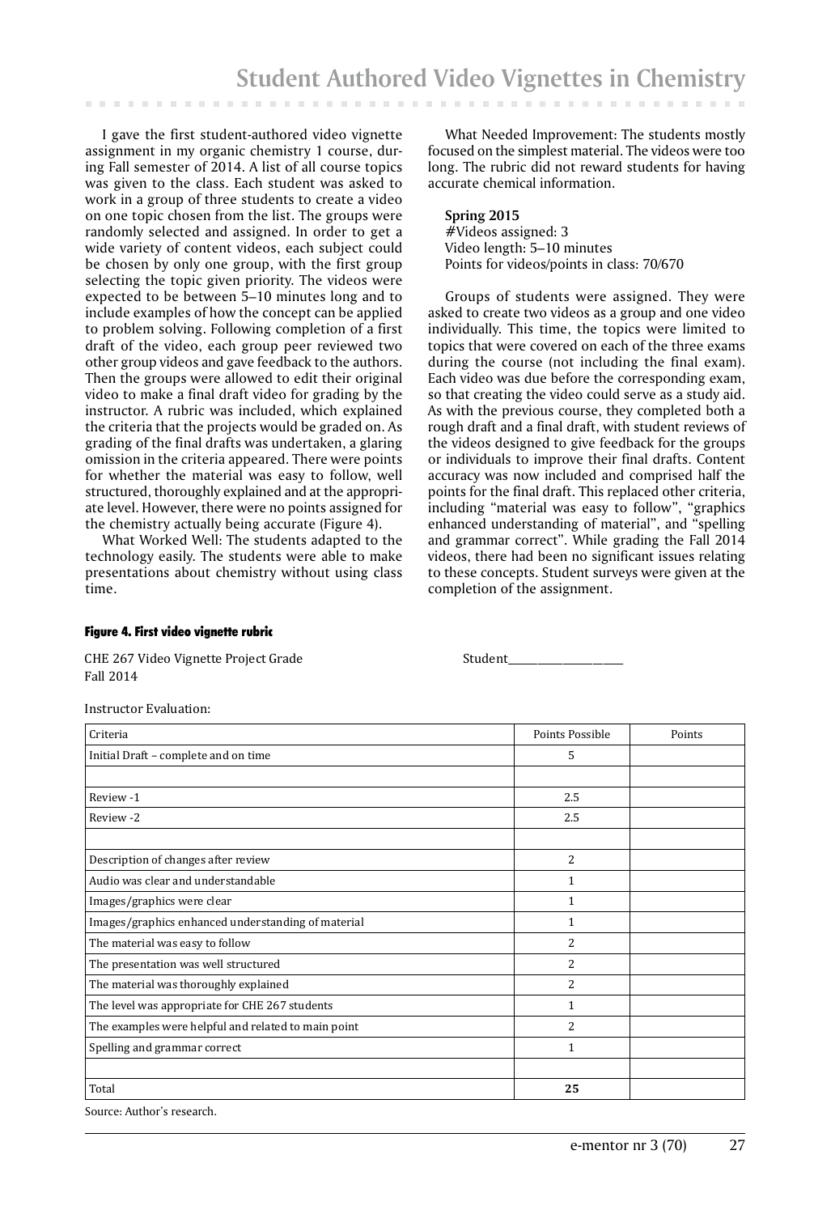I gave the first student-authored video vignette assignment in my organic chemistry 1 course, during Fall semester of 2014. A list of all course topics was given to the class. Each student was asked to work in a group of three students to create a video on one topic chosen from the list. The groups were randomly selected and assigned. In order to get a wide variety of content videos, each subject could be chosen by only one group, with the first group selecting the topic given priority. The videos were expected to be between 5–10 minutes long and to include examples of how the concept can be applied to problem solving. Following completion of a first draft of the video, each group peer reviewed two other group videos and gave feedback to the authors. Then the groups were allowed to edit their original video to make a final draft video for grading by the instructor. A rubric was included, which explained the criteria that the projects would be graded on. As grading of the final drafts was undertaken, a glaring omission in the criteria appeared. There were points for whether the material was easy to follow, well structured, thoroughly explained and at the appropriate level. However, there were no points assigned for the chemistry actually being accurate (Figure 4).

What Worked Well: The students adapted to the technology easily. The students were able to make presentations about chemistry without using class time.

What Needed Improvement: The students mostly focused on the simplest material. The videos were too long. The rubric did not reward students for having accurate chemical information.

**Spring 2015**
#Videos assigned: 3
Video length: 5–10 minutes
Points for videos/points in class: 70/670

Groups of students were assigned. They were asked to create two videos as a group and one video individually. This time, the topics were limited to topics that were covered on each of the three exams during the course (not including the final exam). Each video was due before the corresponding exam, so that creating the video could serve as a study aid. As with the previous course, they completed both a rough draft and a final draft, with student reviews of the videos designed to give feedback for the groups or individuals to improve their final drafts. Content accuracy was now included and comprised half the points for the final draft. This replaced other criteria, including "material was easy to follow", "graphics enhanced understanding of material", and "spelling and grammar correct". While grading the Fall 2014 videos, there had been no significant issues relating to these concepts. Student surveys were given at the completion of the assignment.

**Figure 4. First video vignette rubric**

CHE 267 Video Vignette Project Grade                Student____________________
Fall 2014

Instructor Evaluation:

| Criteria | Points Possible | Points |
|---|---|---|
| Initial Draft – complete and on time | 5 | |
| | | |
| Review -1 | 2.5 | |
| Review -2 | 2.5 | |
| | | |
| Description of changes after review | 2 | |
| Audio was clear and understandable | 1 | |
| Images/graphics were clear | 1 | |
| Images/graphics enhanced understanding of material | 1 | |
| The material was easy to follow | 2 | |
| The presentation was well structured | 2 | |
| The material was thoroughly explained | 2 | |
| The level was appropriate for CHE 267 students | 1 | |
| The examples were helpful and related to main point | 2 | |
| Spelling and grammar correct | 1 | |
| | | |
| Total | **25** | |

Source: Author's research.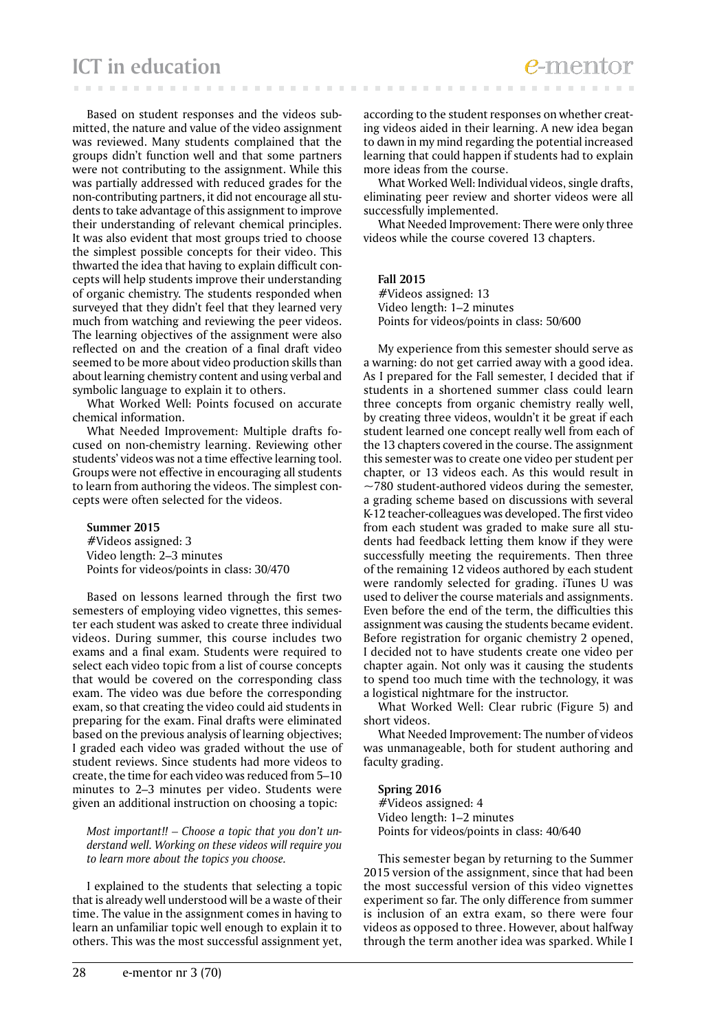Based on student responses and the videos submitted, the nature and value of the video assignment was reviewed. Many students complained that the groups didn't function well and that some partners were not contributing to the assignment. While this was partially addressed with reduced grades for the non-contributing partners, it did not encourage all students to take advantage of this assignment to improve their understanding of relevant chemical principles. It was also evident that most groups tried to choose the simplest possible concepts for their video. This thwarted the idea that having to explain difficult concepts will help students improve their understanding of organic chemistry. The students responded when surveyed that they didn't feel that they learned very much from watching and reviewing the peer videos. The learning objectives of the assignment were also reflected on and the creation of a final draft video seemed to be more about video production skills than about learning chemistry content and using verbal and symbolic language to explain it to others.

What Worked Well: Points focused on accurate chemical information.

What Needed Improvement: Multiple drafts focused on non-chemistry learning. Reviewing other students' videos was not a time effective learning tool. Groups were not effective in encouraging all students to learn from authoring the videos. The simplest concepts were often selected for the videos.

**Summer 2015**
#Videos assigned: 3
Video length: 2–3 minutes
Points for videos/points in class: 30/470

Based on lessons learned through the first two semesters of employing video vignettes, this semester each student was asked to create three individual videos. During summer, this course includes two exams and a final exam. Students were required to select each video topic from a list of course concepts that would be covered on the corresponding class exam. The video was due before the corresponding exam, so that creating the video could aid students in preparing for the exam. Final drafts were eliminated based on the previous analysis of learning objectives; I graded each video was graded without the use of student reviews. Since students had more videos to create, the time for each video was reduced from 5–10 minutes to 2–3 minutes per video. Students were given an additional instruction on choosing a topic:

*Most important!! – Choose a topic that you don't understand well. Working on these videos will require you to learn more about the topics you choose.*

I explained to the students that selecting a topic that is already well understood will be a waste of their time. The value in the assignment comes in having to learn an unfamiliar topic well enough to explain it to others. This was the most successful assignment yet, according to the student responses on whether creating videos aided in their learning. A new idea began to dawn in my mind regarding the potential increased learning that could happen if students had to explain more ideas from the course.

What Worked Well: Individual videos, single drafts, eliminating peer review and shorter videos were all successfully implemented.

What Needed Improvement: There were only three videos while the course covered 13 chapters.

**Fall 2015**
#Videos assigned: 13
Video length: 1–2 minutes
Points for videos/points in class: 50/600

My experience from this semester should serve as a warning: do not get carried away with a good idea. As I prepared for the Fall semester, I decided that if students in a shortened summer class could learn three concepts from organic chemistry really well, by creating three videos, wouldn't it be great if each student learned one concept really well from each of the 13 chapters covered in the course. The assignment this semester was to create one video per student per chapter, or 13 videos each. As this would result in ~780 student-authored videos during the semester, a grading scheme based on discussions with several K-12 teacher-colleagues was developed. The first video from each student was graded to make sure all students had feedback letting them know if they were successfully meeting the requirements. Then three of the remaining 12 videos authored by each student were randomly selected for grading. iTunes U was used to deliver the course materials and assignments. Even before the end of the term, the difficulties this assignment was causing the students became evident. Before registration for organic chemistry 2 opened, I decided not to have students create one video per chapter again. Not only was it causing the students to spend too much time with the technology, it was a logistical nightmare for the instructor.

What Worked Well: Clear rubric (Figure 5) and short videos.

What Needed Improvement: The number of videos was unmanageable, both for student authoring and faculty grading.

**Spring 2016**
#Videos assigned: 4
Video length: 1–2 minutes
Points for videos/points in class: 40/640

This semester began by returning to the Summer 2015 version of the assignment, since that had been the most successful version of this video vignettes experiment so far. The only difference from summer is inclusion of an extra exam, so there were four videos as opposed to three. However, about halfway through the term another idea was sparked. While I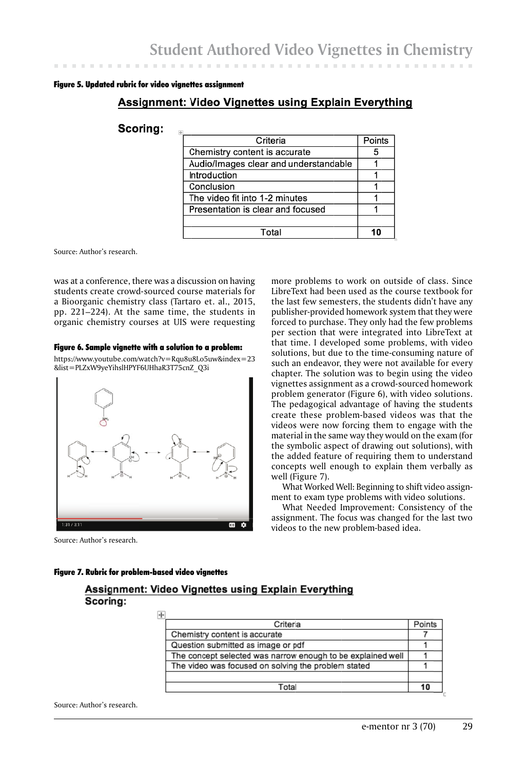**Figure 5. Updated rubric for video vignettes assignment**

**Assignment: Video Vignettes using Explain Everything**

**Scoring:**

| Criteria | Points |
|---|---|
| Chemistry content is accurate | 5 |
| Audio/Images clear and understandable | 1 |
| Introduction | 1 |
| Conclusion | 1 |
| The video fit into 1-2 minutes | 1 |
| Presentation is clear and focused | 1 |
| | |
| Total | **10** |

Source: Author's research.

was at a conference, there was a discussion on having students create crowd-sourced course materials for a Bioorganic chemistry class (Tartaro et. al., 2015, pp. 221–224). At the same time, the students in organic chemistry courses at UIS were requesting more problems to work on outside of class. Since LibreText had been used as the course textbook for the last few semesters, the students didn't have any publisher-provided homework system that they were forced to purchase. They only had the few problems per section that were integrated into LibreText at that time. I developed some problems, with video solutions, but due to the time-consuming nature of such an endeavor, they were not available for every chapter. The solution was to begin using the video vignettes assignment as a crowd-sourced homework problem generator (Figure 6), with video solutions. The pedagogical advantage of having the students create these problem-based videos was that the videos were now forcing them to engage with the material in the same way they would on the exam (for the symbolic aspect of drawing out solutions), with the added feature of requiring them to understand concepts well enough to explain them verbally as well (Figure 7).

**Figure 6. Sample vignette with a solution to a problem:**
https://www.youtube.com/watch?v=Rqu8u8Lo5uw&index=23&list=PLZxW9yeYihslHPYF6UHhaR3T75cnZ_Q3i

Source: Author's research.

What Worked Well: Beginning to shift video assignment to exam type problems with video solutions.

What Needed Improvement: Consistency of the assignment. The focus was changed for the last two videos to the new problem-based idea.

**Figure 7. Rubric for problem-based video vignettes**

**Assignment: Video Vignettes using Explain Everything**
**Scoring:**

| Criteria | Points |
|---|---|
| Chemistry content is accurate | 7 |
| Question submitted as image or pdf | 1 |
| The concept selected was narrow enough to be explained well | 1 |
| The video was focused on solving the problem stated | 1 |
| | |
| Total | **10** |

Source: Author's research.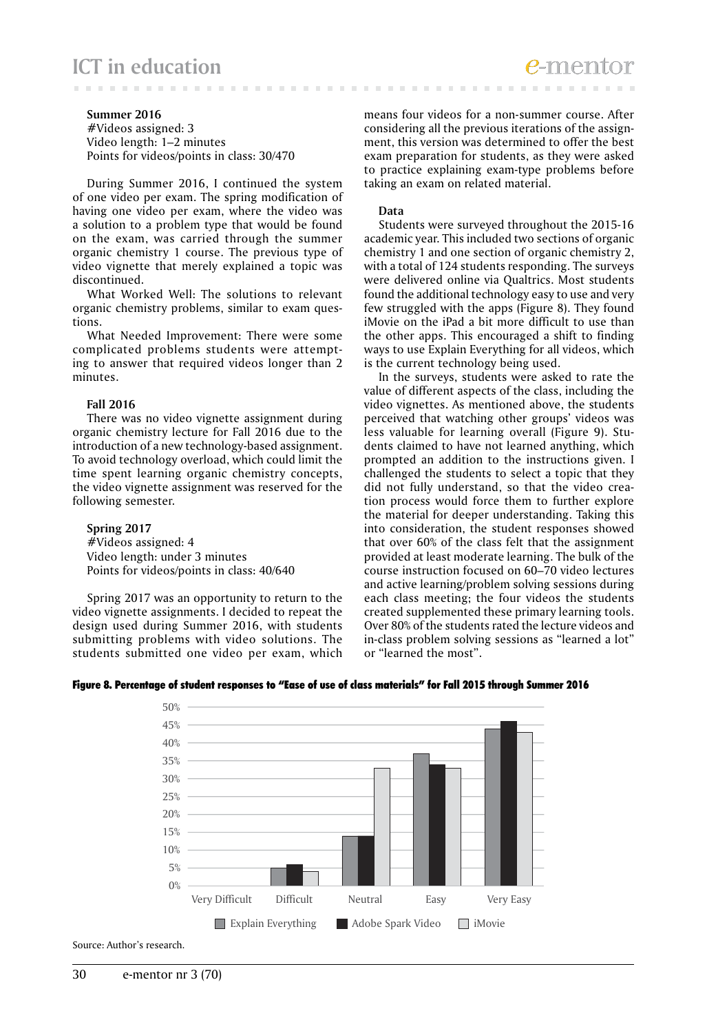**Summer 2016**
#Videos assigned: 3
Video length: 1–2 minutes
Points for videos/points in class: 30/470

During Summer 2016, I continued the system of one video per exam. The spring modification of having one video per exam, where the video was a solution to a problem type that would be found on the exam, was carried through the summer organic chemistry 1 course. The previous type of video vignette that merely explained a topic was discontinued.

What Worked Well: The solutions to relevant organic chemistry problems, similar to exam questions.

What Needed Improvement: There were some complicated problems students were attempting to answer that required videos longer than 2 minutes.

**Fall 2016**

There was no video vignette assignment during organic chemistry lecture for Fall 2016 due to the introduction of a new technology-based assignment. To avoid technology overload, which could limit the time spent learning organic chemistry concepts, the video vignette assignment was reserved for the following semester.

**Spring 2017**
#Videos assigned: 4
Video length: under 3 minutes
Points for videos/points in class: 40/640

Spring 2017 was an opportunity to return to the video vignette assignments. I decided to repeat the design used during Summer 2016, with students submitting problems with video solutions. The students submitted one video per exam, which means four videos for a non-summer course. After considering all the previous iterations of the assignment, this version was determined to offer the best exam preparation for students, as they were asked to practice explaining exam-type problems before taking an exam on related material.

**Data**

Students were surveyed throughout the 2015-16 academic year. This included two sections of organic chemistry 1 and one section of organic chemistry 2, with a total of 124 students responding. The surveys were delivered online via Qualtrics. Most students found the additional technology easy to use and very few struggled with the apps (Figure 8). They found iMovie on the iPad a bit more difficult to use than the other apps. This encouraged a shift to finding ways to use Explain Everything for all videos, which is the current technology being used.

In the surveys, students were asked to rate the value of different aspects of the class, including the video vignettes. As mentioned above, the students perceived that watching other groups' videos was less valuable for learning overall (Figure 9). Students claimed to have not learned anything, which prompted an addition to the instructions given. I challenged the students to select a topic that they did not fully understand, so that the video creation process would force them to further explore the material for deeper understanding. Taking this into consideration, the student responses showed that over 60% of the class felt that the assignment provided at least moderate learning. The bulk of the course instruction focused on 60–70 video lectures and active learning/problem solving sessions during each class meeting; the four videos the students created supplemented these primary learning tools. Over 80% of the students rated the lecture videos and in-class problem solving sessions as "learned a lot" or "learned the most".

**Figure 8. Percentage of student responses to "Ease of use of class materials" for Fall 2015 through Summer 2016**

| | Very Difficult | Difficult | Neutral | Easy | Very Easy |
|---|---|---|---|---|---|
| Explain Everything | 0% | 5% | 14% | 37% | 44% |
| Adobe Spark Video | 0% | 6% | 14% | 34% | 46% |
| iMovie | 0% | 4% | 33% | 33% | 43% |

Source: Author's research.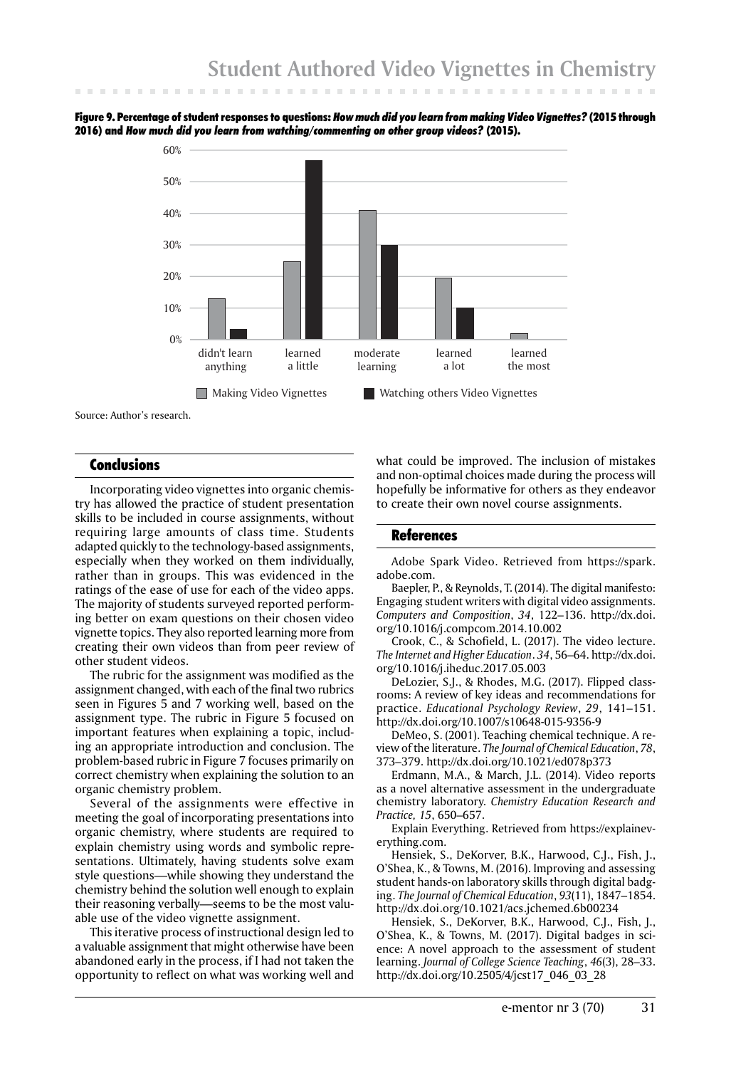**Figure 9. Percentage of student responses to questions: *How much did you learn from making Video Vignettes?* (2015 through 2016) and *How much did you learn from watching/commenting on other group videos?* (2015).**

Source: Author's research.

## Conclusions

Incorporating video vignettes into organic chemistry has allowed the practice of student presentation skills to be included in course assignments, without requiring large amounts of class time. Students adapted quickly to the technology-based assignments, especially when they worked on them individually, rather than in groups. This was evidenced in the ratings of the ease of use for each of the video apps. The majority of students surveyed reported performing better on exam questions on their chosen video vignette topics. They also reported learning more from creating their own videos than from peer review of other student videos.

The rubric for the assignment was modified as the assignment changed, with each of the final two rubrics seen in Figures 5 and 7 working well, based on the assignment type. The rubric in Figure 5 focused on important features when explaining a topic, including an appropriate introduction and conclusion. The problem-based rubric in Figure 7 focuses primarily on correct chemistry when explaining the solution to an organic chemistry problem.

Several of the assignments were effective in meeting the goal of incorporating presentations into organic chemistry, where students are required to explain chemistry using words and symbolic representations. Ultimately, having students solve exam style questions—while showing they understand the chemistry behind the solution well enough to explain their reasoning verbally—seems to be the most valuable use of the video vignette assignment.

This iterative process of instructional design led to a valuable assignment that might otherwise have been abandoned early in the process, if I had not taken the opportunity to reflect on what was working well and what could be improved. The inclusion of mistakes and non-optimal choices made during the process will hopefully be informative for others as they endeavor to create their own novel course assignments.

## References

Adobe Spark Video. Retrieved from https://spark.adobe.com.

Baepler, P., & Reynolds, T. (2014). The digital manifesto: Engaging student writers with digital video assignments. *Computers and Composition*, *34*, 122–136. http://dx.doi.org/10.1016/j.compcom.2014.10.002

Crook, C., & Schofield, L. (2017). The video lecture. *The Internet and Higher Education*. *34*, 56–64. http://dx.doi.org/10.1016/j.iheduc.2017.05.003

DeLozier, S.J., & Rhodes, M.G. (2017). Flipped classrooms: A review of key ideas and recommendations for practice. *Educational Psychology Review*, *29*, 141–151. http://dx.doi.org/10.1007/s10648-015-9356-9

DeMeo, S. (2001). Teaching chemical technique. A review of the literature. *The Journal of Chemical Education*, *78*, 373–379. http://dx.doi.org/10.1021/ed078p373

Erdmann, M.A., & March, J.L. (2014). Video reports as a novel alternative assessment in the undergraduate chemistry laboratory. *Chemistry Education Research and Practice, 15*, 650–657.

Explain Everything. Retrieved from https://explaineverything.com.

Hensiek, S., DeKorver, B.K., Harwood, C.J., Fish, J., O'Shea, K., & Towns, M. (2016). Improving and assessing student hands-on laboratory skills through digital badging. *The Journal of Chemical Education*, *93*(11), 1847–1854. http://dx.doi.org/10.1021/acs.jchemed.6b00234

Hensiek, S., DeKorver, B.K., Harwood, C.J., Fish, J., O'Shea, K., & Towns, M. (2017). Digital badges in science: A novel approach to the assessment of student learning. *Journal of College Science Teaching*, *46*(3), 28–33. http://dx.doi.org/10.2505/4/jcst17_046_03_28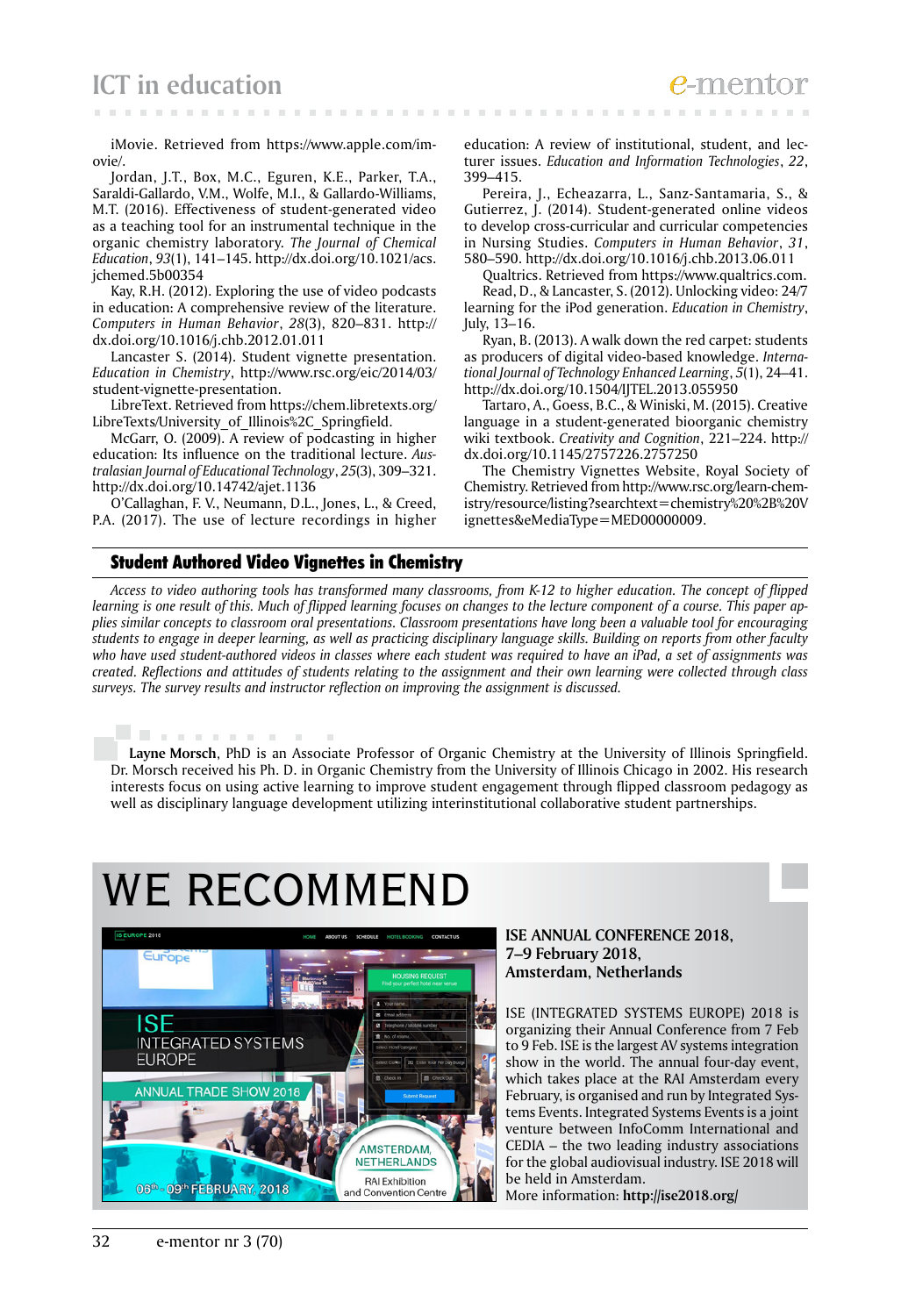iMovie. Retrieved from https://www.apple.com/imovie/.

Jordan, J.T., Box, M.C., Eguren, K.E., Parker, T.A., Saraldi-Gallardo, V.M., Wolfe, M.I., & Gallardo-Williams, M.T. (2016). Effectiveness of student-generated video as a teaching tool for an instrumental technique in the organic chemistry laboratory. *The Journal of Chemical Education*, *93*(1), 141–145. http://dx.doi.org/10.1021/acs.jchemed.5b00354

Kay, R.H. (2012). Exploring the use of video podcasts in education: A comprehensive review of the literature. *Computers in Human Behavior*, *28*(3), 820–831. http://dx.doi.org/10.1016/j.chb.2012.01.011

Lancaster S. (2014). Student vignette presentation. *Education in Chemistry*, http://www.rsc.org/eic/2014/03/student-vignette-presentation.

LibreText. Retrieved from https://chem.libretexts.org/LibreTexts/University_of_Illinois%2C_Springfield.

McGarr, O. (2009). A review of podcasting in higher education: Its influence on the traditional lecture. *Australasian Journal of Educational Technology*, *25*(3), 309–321. http://dx.doi.org/10.14742/ajet.1136

O'Callaghan, F. V., Neumann, D.L., Jones, L., & Creed, P.A. (2017). The use of lecture recordings in higher education: A review of institutional, student, and lecturer issues. *Education and Information Technologies*, *22*, 399–415.

Pereira, J., Echeazarra, L., Sanz-Santamaria, S., & Gutierrez, J. (2014). Student-generated online videos to develop cross-curricular and curricular competencies in Nursing Studies. *Computers in Human Behavior*, *31*, 580–590. http://dx.doi.org/10.1016/j.chb.2013.06.011

Qualtrics. Retrieved from https://www.qualtrics.com.

Read, D., & Lancaster, S. (2012). Unlocking video: 24/7 learning for the iPod generation. *Education in Chemistry*, July, 13–16.

Ryan, B. (2013). A walk down the red carpet: students as producers of digital video-based knowledge. *International Journal of Technology Enhanced Learning*, *5*(1), 24–41. http://dx.doi.org/10.1504/IJTEL.2013.055950

Tartaro, A., Goess, B.C., & Winiski, M. (2015). Creative language in a student-generated bioorganic chemistry wiki textbook. *Creativity and Cognition*, 221–224. http://dx.doi.org/10.1145/2757226.2757250

The Chemistry Vignettes Website, Royal Society of Chemistry. Retrieved from http://www.rsc.org/learn-chemistry/resource/listing?searchtext=chemistry%20%2B%20Vignettes&eMediaType=MED00000009.

## Student Authored Video Vignettes in Chemistry

*Access to video authoring tools has transformed many classrooms, from K-12 to higher education. The concept of flipped learning is one result of this. Much of flipped learning focuses on changes to the lecture component of a course. This paper applies similar concepts to classroom oral presentations. Classroom presentations have long been a valuable tool for encouraging students to engage in deeper learning, as well as practicing disciplinary language skills. Building on reports from other faculty who have used student-authored videos in classes where each student was required to have an iPad, a set of assignments was created. Reflections and attitudes of students relating to the assignment and their own learning were collected through class surveys. The survey results and instructor reflection on improving the assignment is discussed.*

**Layne Morsch**, PhD is an Associate Professor of Organic Chemistry at the University of Illinois Springfield. Dr. Morsch received his Ph. D. in Organic Chemistry from the University of Illinois Chicago in 2002. His research interests focus on using active learning to improve student engagement through flipped classroom pedagogy as well as disciplinary language development utilizing interinstitutional collaborative student partnerships.

# WE RECOMMEND

**ISE ANNUAL CONFERENCE 2018, 7–9 February 2018, Amsterdam, Netherlands**

ISE (INTEGRATED SYSTEMS EUROPE) 2018 is organizing their Annual Conference from 7 Feb to 9 Feb. ISE is the largest AV systems integration show in the world. The annual four-day event, which takes place at the RAI Amsterdam every February, is organised and run by Integrated Systems Events. Integrated Systems Events is a joint venture between InfoComm International and CEDIA – the two leading industry associations for the global audiovisual industry. ISE 2018 will be held in Amsterdam.
More information: **http://ise2018.org/**